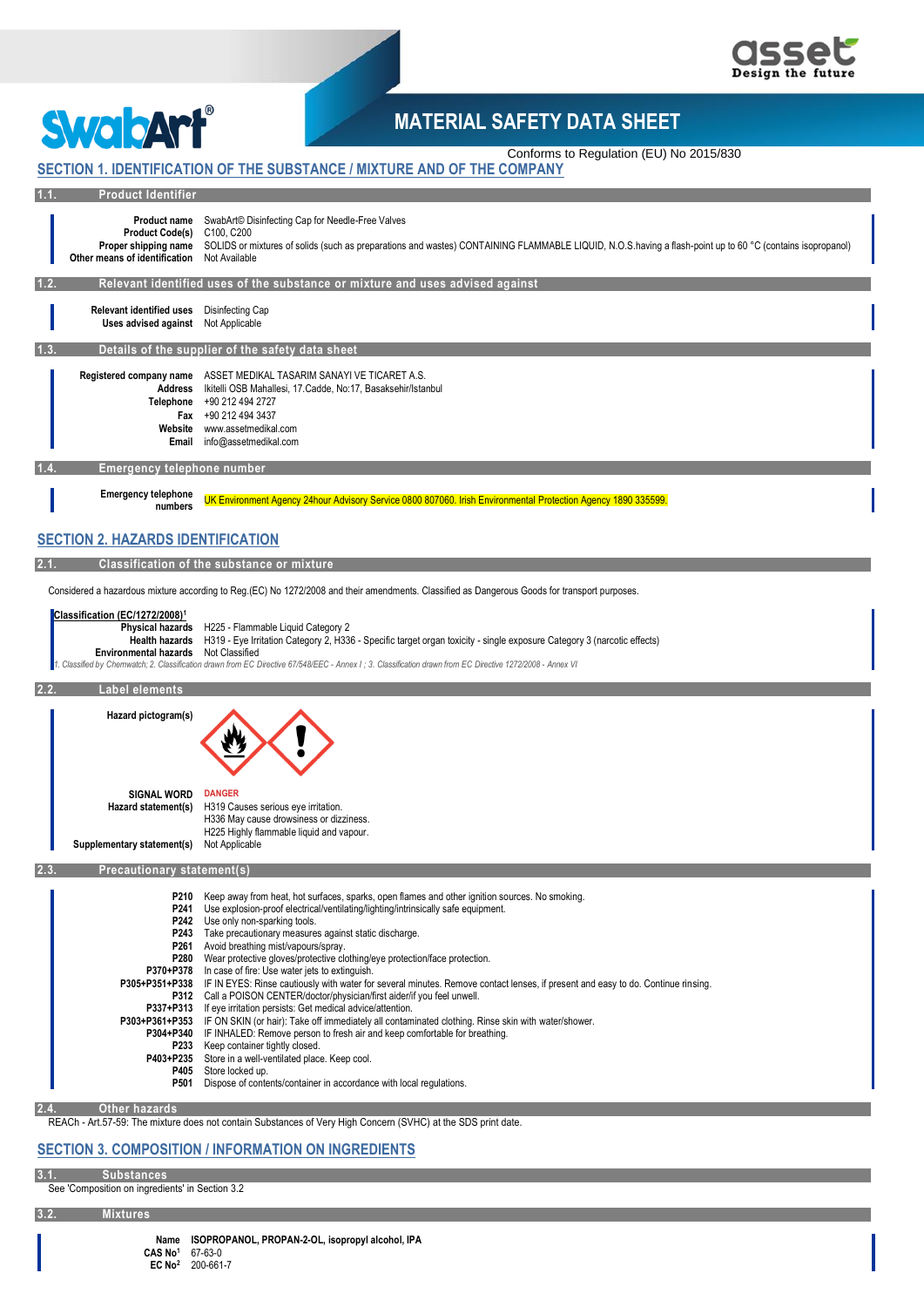# MATERIAL SAFETY DATA SHEET

Conforms to Regulation (EU) No 2015/830

## SECTION 1. IDENTIFICATION OF THE SUBSTANCE / MIXTURE AND OF THE COMPANY

### 1.1. Product Identifier

| | |
|---|---|
| **Product name** | SwabArt© Disinfecting Cap for Needle-Free Valves |
| **Product Code(s)** | C100, C200 |
| **Proper shipping name** | SOLIDS or mixtures of solids (such as preparations and wastes) CONTAINING FLAMMABLE LIQUID, N.O.S.having a flash-point up to 60 °C (contains isopropanol) |
| **Other means of identification** | Not Available |

### 1.2. Relevant identified uses of the substance or mixture and uses advised against

| | |
|---|---|
| **Relevant identified uses** | Disinfecting Cap |
| **Uses advised against** | Not Applicable |

### 1.3. Details of the supplier of the safety data sheet

| | |
|---|---|
| **Registered company name** | ASSET MEDIKAL TASARIM SANAYI VE TICARET A.S. |
| **Address** | Ikitelli OSB Mahallesi, 17.Cadde, No:17, Basaksehir/Istanbul |
| **Telephone** | +90 212 494 2727 |
| **Fax** | +90 212 494 3437 |
| **Website** | www.assetmedikal.com |
| **Email** | info@assetmedikal.com |

### 1.4. Emergency telephone number

| | |
|---|---|
| **Emergency telephone numbers** | UK Environment Agency 24hour Advisory Service 0800 807060. Irish Environmental Protection Agency 1890 335599. |

## SECTION 2. HAZARDS IDENTIFICATION

### 2.1. Classification of the substance or mixture

Considered a hazardous mixture according to Reg.(EC) No 1272/2008 and their amendments. Classified as Dangerous Goods for transport purposes.

**Classification (EC/1272/2008)[1]**

| | |
|---|---|
| **Physical hazards** | H225 - Flammable Liquid Category 2 |
| **Health hazards** | H319 - Eye Irritation Category 2, H336 - Specific target organ toxicity - single exposure Category 3 (narcotic effects) |
| **Environmental hazards** | Not Classified |

*1. Classified by Chemwatch; 2. Classification drawn from EC Directive 67/548/EEC - Annex I ; 3. Classification drawn from EC Directive 1272/2008 - Annex VI*

### 2.2. Label elements

**Hazard pictogram(s)**

| | |
|---|---|
| **SIGNAL WORD** | DANGER |
| **Hazard statement(s)** | H319 Causes serious eye irritation.<br>H336 May cause drowsiness or dizziness.<br>H225 Highly flammable liquid and vapour. |
| **Supplementary statement(s)** | Not Applicable |

### 2.3. Precautionary statement(s)

| | |
|---|---|
| **P210** | Keep away from heat, hot surfaces, sparks, open flames and other ignition sources. No smoking. |
| **P241** | Use explosion-proof electrical/ventilating/lighting/intrinsically safe equipment. |
| **P242** | Use only non-sparking tools. |
| **P243** | Take precautionary measures against static discharge. |
| **P261** | Avoid breathing mist/vapours/spray. |
| **P280** | Wear protective gloves/protective clothing/eye protection/face protection. |
| **P370+P378** | In case of fire: Use water jets to extinguish. |
| **P305+P351+P338** | IF IN EYES: Rinse cautiously with water for several minutes. Remove contact lenses, if present and easy to do. Continue rinsing. |
| **P312** | Call a POISON CENTER/doctor/physician/first aider/if you feel unwell. |
| **P337+P313** | If eye irritation persists: Get medical advice/attention. |
| **P303+P361+P353** | IF ON SKIN (or hair): Take off immediately all contaminated clothing. Rinse skin with water/shower. |
| **P304+P340** | IF INHALED: Remove person to fresh air and keep comfortable for breathing. |
| **P233** | Keep container tightly closed. |
| **P403+P235** | Store in a well-ventilated place. Keep cool. |
| **P405** | Store locked up. |
| **P501** | Dispose of contents/container in accordance with local regulations. |

### 2.4. Other hazards

REACh - Art.57-59: The mixture does not contain Substances of Very High Concern (SVHC) at the SDS print date.

## SECTION 3. COMPOSITION / INFORMATION ON INGREDIENTS

### 3.1. Substances

See 'Composition on ingredients' in Section 3.2

### 3.2. Mixtures

| | |
|---|---|
| **Name** | **ISOPROPANOL, PROPAN-2-OL, isopropyl alcohol, IPA** |
| **CAS No[1]** | 67-63-0 |
| **EC No[2]** | 200-661-7 |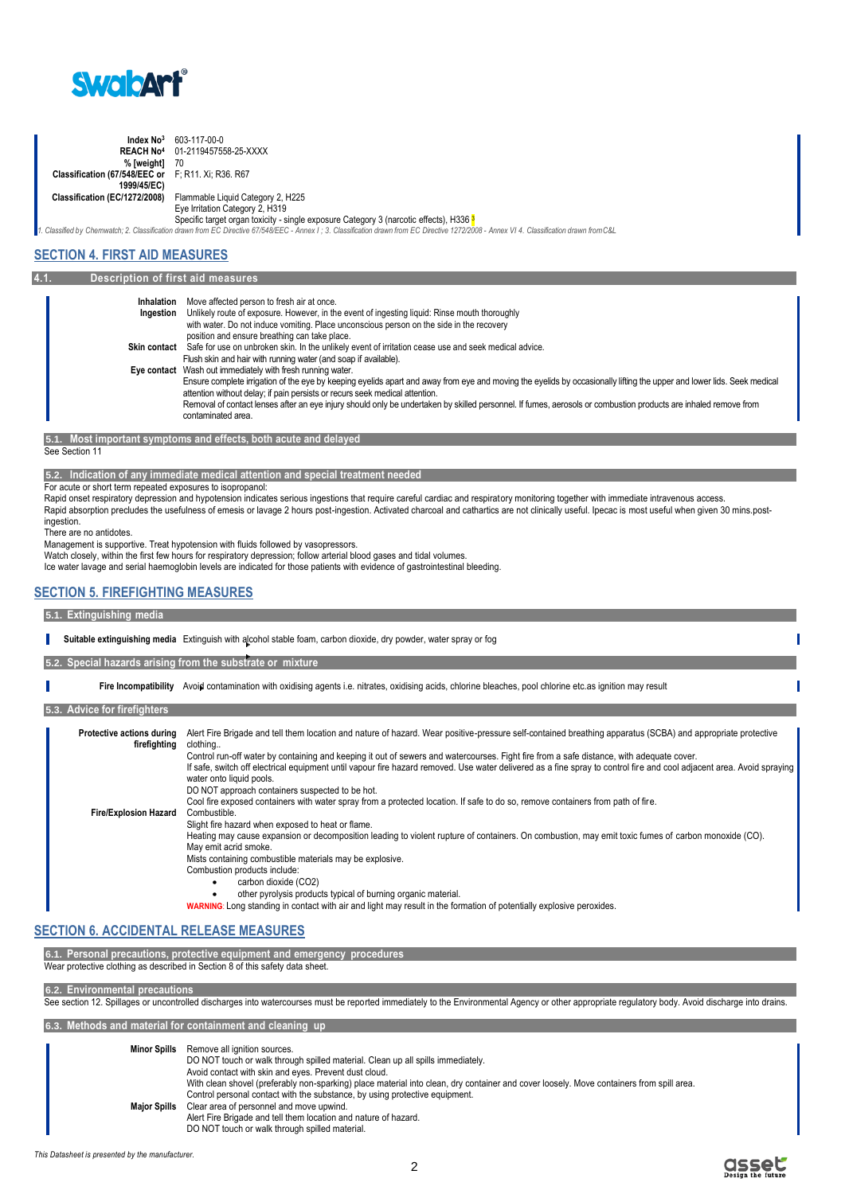| | |
|---|---|
| **Index No[3]** | 603-117-00-0 |
| **REACH No[4]** | 01-2119457558-25-XXXX |
| **% [weight]** | 70 |
| **Classification (67/548/EEC or 1999/45/EC)** | F; R11. Xi; R36. R67 |
| **Classification (EC/1272/2008)** | Flammable Liquid Category 2, H225<br>Eye Irritation Category 2, H319<br>Specific target organ toxicity - single exposure Category 3 (narcotic effects), H336 [3] |

*1. Classified by Chemwatch; 2. Classification drawn from EC Directive 67/548/EEC - Annex I ; 3. Classification drawn from EC Directive 1272/2008 - Annex VI 4. Classification drawn from C&L*

## SECTION 4. FIRST AID MEASURES

### 4.1. Description of first aid measures

**Inhalation** Move affected person to fresh air at once.

**Ingestion** Unlikely route of exposure. However, in the event of ingesting liquid: Rinse mouth thoroughly with water. Do not induce vomiting. Place unconscious person on the side in the recovery position and ensure breathing can take place.

**Skin contact** Safe for use on unbroken skin. In the unlikely event of irritation cease use and seek medical advice. Flush skin and hair with running water (and soap if available).

**Eye contact** Wash out immediately with fresh running water.
Ensure complete irrigation of the eye by keeping eyelids apart and away from eye and moving the eyelids by occasionally lifting the upper and lower lids. Seek medical attention without delay; if pain persists or recurs seek medical attention.
Removal of contact lenses after an eye injury should only be undertaken by skilled personnel. If fumes, aerosols or combustion products are inhaled remove from contaminated area.

### 5.1. Most important symptoms and effects, both acute and delayed

See Section 11

### 5.2. Indication of any immediate medical attention and special treatment needed

For acute or short term repeated exposures to isopropanol:
Rapid onset respiratory depression and hypotension indicates serious ingestions that require careful cardiac and respiratory monitoring together with immediate intravenous access.
Rapid absorption precludes the usefulness of emesis or lavage 2 hours post-ingestion. Activated charcoal and cathartics are not clinically useful. Ipecac is most useful when given 30 mins.post-ingestion.
There are no antidotes.
Management is supportive. Treat hypotension with fluids followed by vasopressors.
Watch closely, within the first few hours for respiratory depression; follow arterial blood gases and tidal volumes.
Ice water lavage and serial haemoglobin levels are indicated for those patients with evidence of gastrointestinal bleeding.

## SECTION 5. FIREFIGHTING MEASURES

### 5.1. Extinguishing media

**Suitable extinguishing media** Extinguish with alcohol stable foam, carbon dioxide, dry powder, water spray or fog

### 5.2. Special hazards arising from the substrate or mixture

**Fire Incompatibility** Avoid contamination with oxidising agents i.e. nitrates, oxidising acids, chlorine bleaches, pool chlorine etc.as ignition may result

### 5.3. Advice for firefighters

**Protective actions during firefighting** Alert Fire Brigade and tell them location and nature of hazard. Wear positive-pressure self-contained breathing apparatus (SCBA) and appropriate protective clothing..
Control run-off water by containing and keeping it out of sewers and watercourses. Fight fire from a safe distance, with adequate cover.
If safe, switch off electrical equipment until vapour fire hazard removed. Use water delivered as a fine spray to control fire and cool adjacent area. Avoid spraying water onto liquid pools.
DO NOT approach containers suspected to be hot.
Cool fire exposed containers with water spray from a protected location. If safe to do so, remove containers from path of fire.

**Fire/Explosion Hazard** Combustible.
Slight fire hazard when exposed to heat or flame.
Heating may cause expansion or decomposition leading to violent rupture of containers. On combustion, may emit toxic fumes of carbon monoxide (CO).
May emit acrid smoke.
Mists containing combustible materials may be explosive.
Combustion products include:

- carbon dioxide ($CO_2$)
- other pyrolysis products typical of burning organic material.

**WARNING**: Long standing in contact with air and light may result in the formation of potentially explosive peroxides.

## SECTION 6. ACCIDENTAL RELEASE MEASURES

### 6.1. Personal precautions, protective equipment and emergency procedures

Wear protective clothing as described in Section 8 of this safety data sheet.

### 6.2. Environmental precautions

See section 12. Spillages or uncontrolled discharges into watercourses must be reported immediately to the Environmental Agency or other appropriate regulatory body. Avoid discharge into drains.

### 6.3. Methods and material for containment and cleaning up

**Minor Spills** Remove all ignition sources.
DO NOT touch or walk through spilled material. Clean up all spills immediately.
Avoid contact with skin and eyes. Prevent dust cloud.
With clean shovel (preferably non-sparking) place material into clean, dry container and cover loosely. Move containers from spill area.
Control personal contact with the substance, by using protective equipment.

**Major Spills** Clear area of personnel and move upwind.
Alert Fire Brigade and tell them location and nature of hazard.
DO NOT touch or walk through spilled material.

*This Datasheet is presented by the manufacturer.*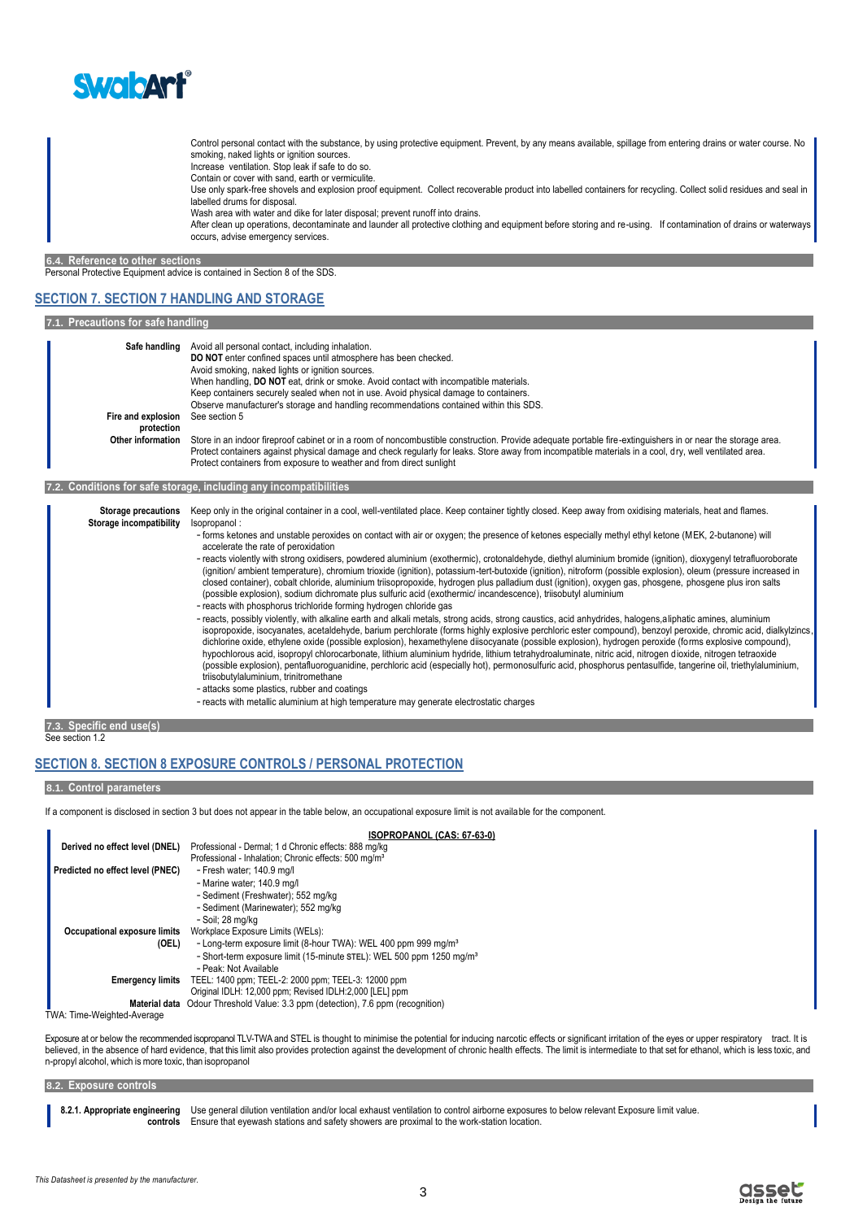Control personal contact with the substance, by using protective equipment. Prevent, by any means available, spillage from entering drains or water course. No smoking, naked lights or ignition sources.
Increase ventilation. Stop leak if safe to do so.
Contain or cover with sand, earth or vermiculite.
Use only spark-free shovels and explosion proof equipment. Collect recoverable product into labelled containers for recycling. Collect solid residues and seal in labelled drums for disposal.
Wash area with water and dike for later disposal; prevent runoff into drains.
After clean up operations, decontaminate and launder all protective clothing and equipment before storing and re-using. If contamination of drains or waterways occurs, advise emergency services.

### 6.4. Reference to other sections

Personal Protective Equipment advice is contained in Section 8 of the SDS.

## SECTION 7. SECTION 7 HANDLING AND STORAGE

### 7.1. Precautions for safe handling

| | |
|---|---|
| **Safe handling** | Avoid all personal contact, including inhalation. **DO NOT** enter confined spaces until atmosphere has been checked. Avoid smoking, naked lights or ignition sources. When handling, **DO NOT** eat, drink or smoke. Avoid contact with incompatible materials. Keep containers securely sealed when not in use. Avoid physical damage to containers. Observe manufacturer's storage and handling recommendations contained within this SDS. |
| **Fire and explosion protection** | See section 5 |
| **Other information** | Store in an indoor fireproof cabinet or in a room of noncombustible construction. Provide adequate portable fire-extinguishers in or near the storage area. Protect containers against physical damage and check regularly for leaks. Store away from incompatible materials in a cool, dry, well ventilated area. Protect containers from exposure to weather and from direct sunlight |

### 7.2. Conditions for safe storage, including any incompatibilities

**Storage precautions** Keep only in the original container in a cool, well-ventilated place. Keep container tightly closed. Keep away from oxidising materials, heat and flames.

**Storage incompatibility** Isopropanol :

- forms ketones and unstable peroxides on contact with air or oxygen; the presence of ketones especially methyl ethyl ketone (MEK, 2-butanone) will accelerate the rate of peroxidation
- reacts violently with strong oxidisers, powdered aluminium (exothermic), crotonaldehyde, diethyl aluminium bromide (ignition), dioxygenyl tetrafluoroborate (ignition/ ambient temperature), chromium trioxide (ignition), potassium-tert-butoxide (ignition), nitroform (possible explosion), oleum (pressure increased in closed container), cobalt chloride, aluminium triisopropoxide, hydrogen plus palladium dust (ignition), oxygen gas, phosgene, phosgene plus iron salts (possible explosion), sodium dichromate plus sulfuric acid (exothermic/ incandescence), triisobutyl aluminium
- reacts with phosphorus trichloride forming hydrogen chloride gas
- reacts, possibly violently, with alkaline earth and alkali metals, strong acids, strong caustics, acid anhydrides, halogens,aliphatic amines, aluminium isopropoxide, isocyanates, acetaldehyde, barium perchlorate (forms highly explosive perchloric ester compound), benzoyl peroxide, chromic acid, dialkylzincs, dichlorine oxide, ethylene oxide (possible explosion), hexamethylene diisocyanate (possible explosion), hydrogen peroxide (forms explosive compound), hypochlorous acid, isopropyl chlorocarbonate, lithium aluminium hydride, lithium tetrahydroaluminate, nitric acid, nitrogen dioxide, nitrogen tetraoxide (possible explosion), pentafluoroguanidine, perchloric acid (especially hot), permonosulfuric acid, phosphorus pentasulfide, tangerine oil, triethylaluminium, triisobutylaluminium, trinitromethane
- attacks some plastics, rubber and coatings
- reacts with metallic aluminium at high temperature may generate electrostatic charges

### 7.3. Specific end use(s)

See section 1.2

## SECTION 8. SECTION 8 EXPOSURE CONTROLS / PERSONAL PROTECTION

### 8.1. Control parameters

If a component is disclosed in section 3 but does not appear in the table below, an occupational exposure limit is not available for the component.

| | **ISOPROPANOL (CAS: 67-63-0)** |
|---|---|
| **Derived no effect level (DNEL)** | Professional - Dermal; 1 d Chronic effects: 888 mg/kg<br>Professional - Inhalation; Chronic effects: 500 mg/m³ |
| **Predicted no effect level (PNEC)** | - Fresh water; 140.9 mg/l<br>- Marine water; 140.9 mg/l<br>- Sediment (Freshwater); 552 mg/kg<br>- Sediment (Marinewater); 552 mg/kg<br>- Soil; 28 mg/kg |
| **Occupational exposure limits (OEL)** | Workplace Exposure Limits (WELs):<br>- Long-term exposure limit (8-hour TWA): WEL 400 ppm 999 mg/m³<br>- Short-term exposure limit (15-minute STEL): WEL 500 ppm 1250 mg/m³<br>- Peak: Not Available |
| **Emergency limits** | TEEL: 1400 ppm; TEEL-2: 2000 ppm; TEEL-3: 12000 ppm<br>Original IDLH: 12,000 ppm; Revised IDLH:2,000 [LEL] ppm |
| **Material data** | Odour Threshold Value: 3.3 ppm (detection), 7.6 ppm (recognition) |

TWA: Time-Weighted-Average

Exposure at or below the recommended isopropanol TLV-TWA and STEL is thought to minimise the potential for inducing narcotic effects or significant irritation of the eyes or upper respiratory tract. It is believed, in the absence of hard evidence, that this limit also provides protection against the development of chronic health effects. The limit is intermediate to that set for ethanol, which is less toxic, and n-propyl alcohol, which is more toxic, than isopropanol

### 8.2. Exposure controls

**8.2.1. Appropriate engineering controls** Use general dilution ventilation and/or local exhaust ventilation to control airborne exposures to below relevant Exposure limit value. Ensure that eyewash stations and safety showers are proximal to the work-station location.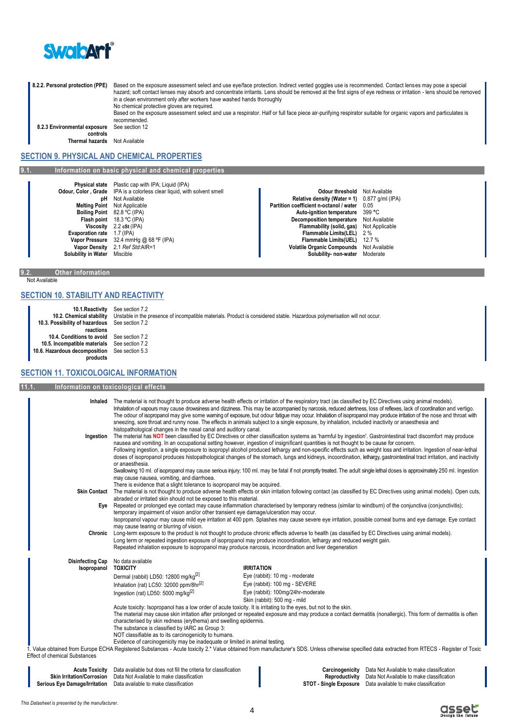| | |
|---|---|
| **8.2.2. Personal protection (PPE)** | Based on the exposure assessment select and use eye/face protection. Indirect vented goggles use is recommended. Contact lenses may pose a special hazard; soft contact lenses may absorb and concentrate irritants. Lens should be removed at the first signs of eye redness or irritation - lens should be removed in a clean environment only after workers have washed hands thoroughly<br>No chemical protective gloves are required.<br>Based on the exposure assessment select and use a respirator. Half or full face piece air-purifying respirator suitable for organic vapors and particulates is recommended. |
| **8.2.3 Environmental exposure controls** | See section 12 |
| **Thermal hazards** | Not Available |

## SECTION 9. PHYSICAL AND CHEMICAL PROPERTIES

### 9.1. Information on basic physical and chemical properties

| | |
|---|---|
| **Physical state** | Plastic cap with IPA; Liquid (IPA) |
| **Odour, Color , Grade** | IPA is a colorless clear liquid, with solvent smell |
| **pH** | Not Available |
| **Melting Point** | Not Applicable |
| **Boiling Point** | 82.8 ºC (IPA) |
| **Flash point** | 18.3 ºC (IPA) |
| **Viscosity** | 2.2 cSt (IPA) |
| **Evaporation rate** | 1.7 (IPA) |
| **Vapor Pressure** | 32.4 mmHg @ 68 ºF (IPA) |
| **Vapor Density** | 2.1 *Ref Std*:AIR=1 |
| **Solubility in Water** | Miscible |
| **Odour threshold** | Not Available |
| **Relative density (Water = 1)** | 0.877 g/ml (IPA) |
| **Partition coefficient n-octanol / water** | 0.05 |
| **Auto-ignition temperature** | 399 ºC |
| **Decomposition temperature** | Not Available |
| **Flammability (solid, gas)** | Not Applicable |
| **Flammable Limits(LEL)** | 2 % |
| **Flammable Limits(UEL)** | 12.7 % |
| **Volatile Organic Compounds** | Not Available |
| **Solubility- non-water** | Moderate |

### 9.2. Other information

Not Available

## SECTION 10. STABILITY AND REACTIVITY

| | |
|---|---|
| **10.1.Reactivity** | See section 7.2 |
| **10.2. Chemical stability** | Unstable in the presence of incompatible materials. Product is considered stable. Hazardous polymerisation will not occur. |
| **10.3. Possibility of hazardous reactions** | See section 7.2 |
| **10.4. Conditions to avoid** | See section 7.2 |
| **10.5. Incompatible materials** | See section 7.2 |
| **10.6. Hazardous decomposition products** | See section 5.3 |

## SECTION 11. TOXICOLOGICAL INFORMATION

### 11.1. Information on toxicological effects

| | |
|---|---|
| **Inhaled** | The material is not thought to produce adverse health effects or irritation of the respiratory tract (as classified by EC Directives using animal models).<br>Inhalation of vapours may cause drowsiness and dizziness. This may be accompanied by narcosis, reduced alertness, loss of reflexes, lack of coordination and vertigo.<br>The odour of isopropanol may give some warning of exposure, but odour fatigue may occur. Inhalation of isopropanol may produce irritation of the nose and throat with sneezing, sore throat and runny nose. The effects in animals subject to a single exposure, by inhalation, included inactivity or anaesthesia and histopathological changes in the nasal canal and auditory canal. |
| **Ingestion** | The material has **NOT** been classified by EC Directives or other classification systems as 'harmful by ingestion'. Gastrointestinal tract discomfort may produce nausea and vomiting. In an occupational setting however, ingestion of insignificant quantities is not thought to be cause for concern.<br>Following ingestion, a single exposure to isopropyl alcohol produced lethargy and non-specific effects such as weight loss and irritation. Ingestion of near-lethal doses of isopropanol produces histopathological changes of the stomach, lungs and kidneys, incoordination, lethargy, gastrointestinal tract irritation, and inactivity or anaesthesia.<br>Swallowing 10 ml. of isopropanol may cause serious injury; 100 ml. may be fatal if not promptly treated. The adult single lethal doses is approximately 250 ml. Ingestion may cause nausea, vomiting, and diarrhoea.<br>There is evidence that a slight tolerance to isopropanol may be acquired. |
| **Skin Contact** | The material is not thought to produce adverse health effects or skin irritation following contact (as classified by EC Directives using animal models). Open cuts, abraded or irritated skin should not be exposed to this material. |
| **Eye** | Repeated or prolonged eye contact may cause inflammation characterised by temporary redness (similar to windburn) of the conjunctiva (conjunctivitis); temporary impairment of vision and/or other transient eye damage/ulceration may occur.<br>Isopropanol vapour may cause mild eye irritation at 400 ppm. Splashes may cause severe eye irritation, possible corneal burns and eye damage. Eye contact may cause tearing or blurring of vision. |
| **Chronic** | Long-term exposure to the product is not thought to produce chronic effects adverse to health (as classified by EC Directives using animal models).<br>Long term or repeated ingestion exposure of isopropanol may produce incoordination, lethargy and reduced weight gain.<br>Repeated inhalation exposure to isopropanol may produce narcosis, incoordination and liver degeneration |

| | | |
|---|---|---|
| **Disinfecting Cap** | No data available | |
| **Isopropanol** | **TOXICITY** | **IRRITATION** |
| | Dermal (rabbit) LD50: 12800 mg/kg[2] | Eye (rabbit): 10 mg - moderate |
| | Inhalation (rat) LC50: 32000 ppm/8hr[2] | Eye (rabbit): 100 mg - SEVERE |
| | Ingestion (rat) LD50: 5000 mg/kg[2] | Eye (rabbit): 100mg/24hr-moderate |
| | | Skin (rabbit): 500 mg - mild |

Acute toxicity: Isopropanol has a low order of acute toxicity. It is irritating to the eyes, but not to the skin.
The material may cause skin irritation after prolonged or repeated exposure and may produce a contact dermatitis (nonallergic). This form of dermatitis is often characterised by skin redness (erythema) and swelling epidermis.
The substance is classified by IARC as Group 3:
NOT classifiable as to its carcinogenicity to humans.
Evidence of carcinogenicity may be inadequate or limited in animal testing.

1. Value obtained from Europe ECHA Registered Substances - Acute toxicity 2.* Value obtained from manufacturer's SDS. Unless otherwise specified data extracted from RTECS - Register of Toxic Effect of chemical Substances

| | |
|---|---|
| **Acute Toxicity** | Data available but does not fill the criteria for classification |
| **Skin Irritation/Corrosion** | Data Not Available to make classification |
| **Serious Eye Damage/Irritation** | Data available to make classification |
| **Carcinogenicity** | Data Not Available to make classification |
| **Reproductivity** | Data Not Available to make classification |
| **STOT - Single Exposure** | Data available to make classification |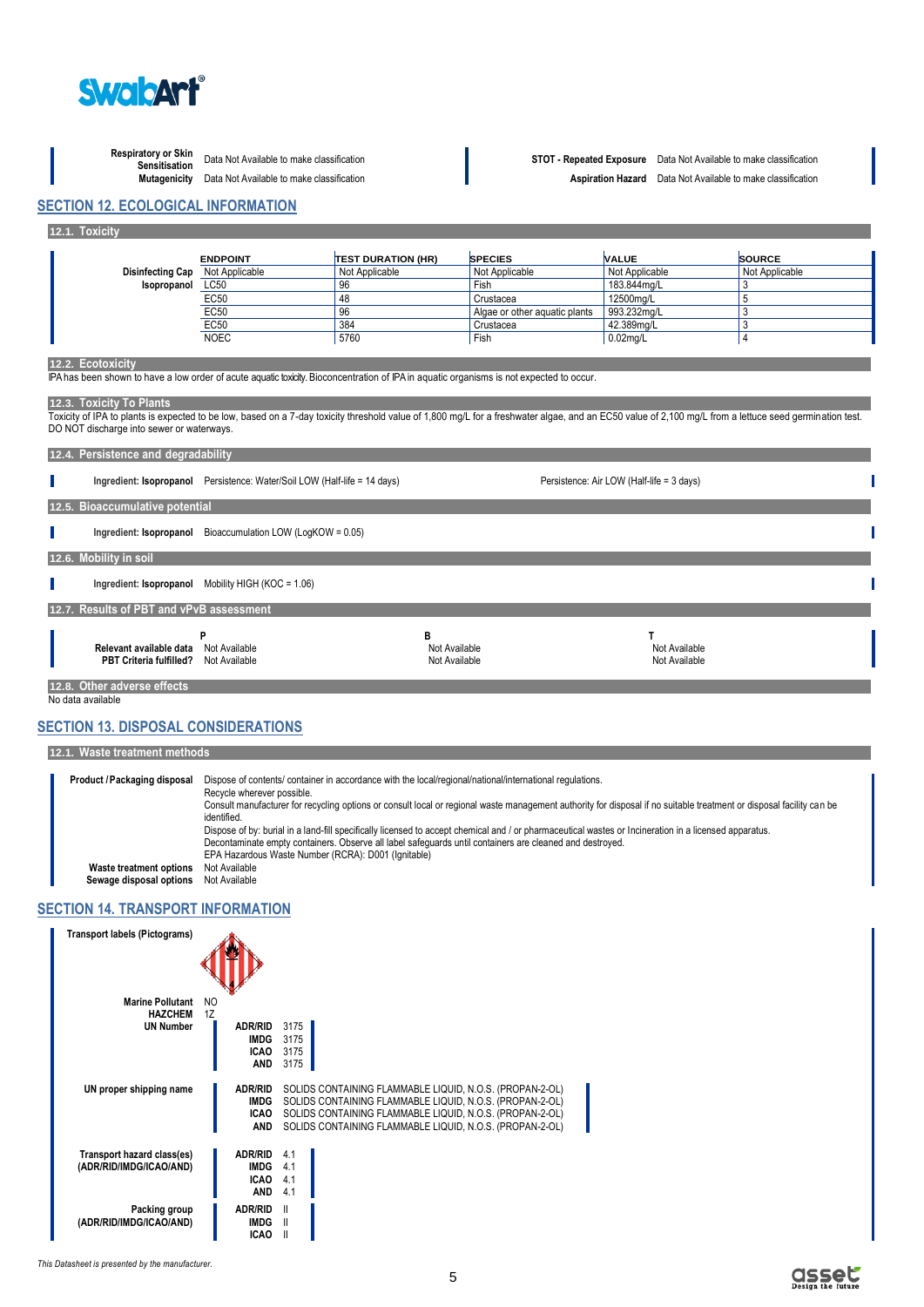| | | | |
|---|---|---|---|
| **Respiratory or Skin Sensitisation** | Data Not Available to make classification | **STOT - Repeated Exposure** | Data Not Available to make classification |
| **Mutagenicity** | Data Not Available to make classification | **Aspiration Hazard** | Data Not Available to make classification |

## SECTION 12. ECOLOGICAL INFORMATION

### 12.1. Toxicity

| | ENDPOINT | TEST DURATION (HR) | SPECIES | VALUE | SOURCE |
|---|---|---|---|---|---|
| **Disinfecting Cap** | Not Applicable | Not Applicable | Not Applicable | Not Applicable | Not Applicable |
| **Isopropanol** | LC50 | 96 | Fish | 183.844mg/L | 3 |
| | EC50 | 48 | Crustacea | 12500mg/L | 5 |
| | EC50 | 96 | Algae or other aquatic plants | 993.232mg/L | 3 |
| | EC50 | 384 | Crustacea | 42.389mg/L | 3 |
| | NOEC | 5760 | Fish | 0.02mg/L | 4 |

### 12.2. Ecotoxicity

IPA has been shown to have a low order of acute aquatic toxicity. Bioconcentration of IPA in aquatic organisms is not expected to occur.

### 12.3. Toxicity To Plants

Toxicity of IPA to plants is expected to be low, based on a 7-day toxicity threshold value of 1,800 mg/L for a freshwater algae, and an EC50 value of 2,100 mg/L from a lettuce seed germination test.
DO NOT discharge into sewer or waterways.

### 12.4. Persistence and degradability

**Ingredient: Isopropanol** Persistence: Water/Soil LOW (Half-life = 14 days) Persistence: Air LOW (Half-life = 3 days)

### 12.5. Bioaccumulative potential

**Ingredient: Isopropanol** Bioaccumulation LOW (LogKOW = 0.05)

### 12.6. Mobility in soil

**Ingredient: Isopropanol** Mobility HIGH (KOC = 1.06)

### 12.7. Results of PBT and vPvB assessment

| | P | B | T |
|---|---|---|---|
| **Relevant available data** | Not Available | Not Available | Not Available |
| **PBT Criteria fulfilled?** | Not Available | Not Available | Not Available |

### 12.8. Other adverse effects

No data available

## SECTION 13. DISPOSAL CONSIDERATIONS

### 12.1. Waste treatment methods

**Product / Packaging disposal**

Dispose of contents/ container in accordance with the local/regional/national/international regulations.
Recycle wherever possible.
Consult manufacturer for recycling options or consult local or regional waste management authority for disposal if no suitable treatment or disposal facility can be identified.
Dispose of by: burial in a land-fill specifically licensed to accept chemical and / or pharmaceutical wastes or Incineration in a licensed apparatus.
Decontaminate empty containers. Observe all label safeguards until containers are cleaned and destroyed.
EPA Hazardous Waste Number (RCRA): D001 (Ignitable)

**Waste treatment options** Not Available

**Sewage disposal options** Not Available

## SECTION 14. TRANSPORT INFORMATION

**Transport labels (Pictograms)**

**Marine Pollutant** NO

**HAZCHEM** 1Z

**UN Number**

| | |
|---|---|
| ADR/RID | 3175 |
| IMDG | 3175 |
| ICAO | 3175 |
| AND | 3175 |

**UN proper shipping name**

| | |
|---|---|
| ADR/RID | SOLIDS CONTAINING FLAMMABLE LIQUID, N.O.S. (PROPAN-2-OL) |
| IMDG | SOLIDS CONTAINING FLAMMABLE LIQUID, N.O.S. (PROPAN-2-OL) |
| ICAO | SOLIDS CONTAINING FLAMMABLE LIQUID, N.O.S. (PROPAN-2-OL) |
| AND | SOLIDS CONTAINING FLAMMABLE LIQUID, N.O.S. (PROPAN-2-OL) |

**Transport hazard class(es) (ADR/RID/IMDG/ICAO/AND)**

| | |
|---|---|
| ADR/RID | 4.1 |
| IMDG | 4.1 |
| ICAO | 4.1 |
| AND | 4.1 |

**Packing group (ADR/RID/IMDG/ICAO/AND)**

| | |
|---|---|
| ADR/RID | II |
| IMDG | II |
| ICAO | II |

*This Datasheet is presented by the manufacturer.*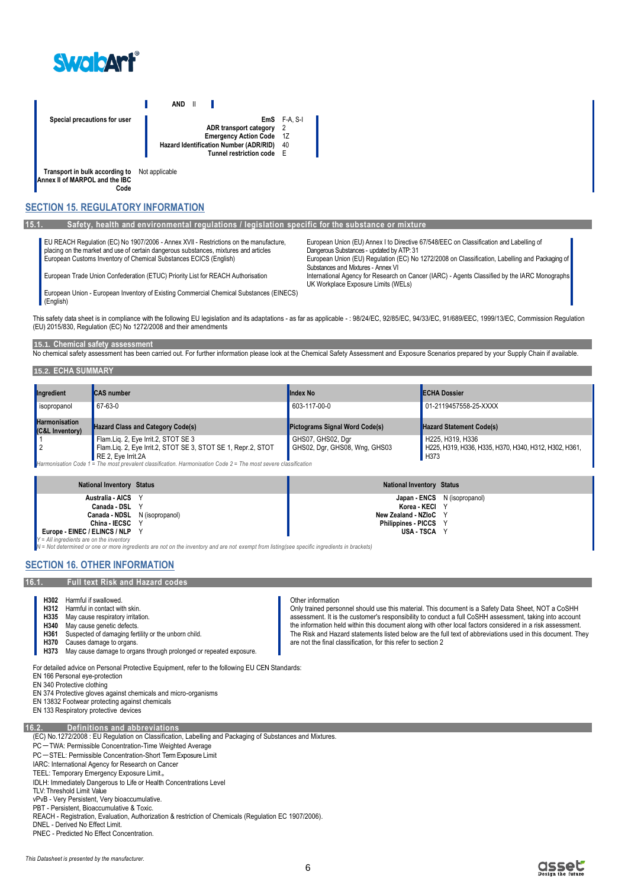| | |
|---|---|
| | **AND** II |
| **Special precautions for user** | **EmS** F-A, S-I<br>**ADR transport category** 2<br>**Emergency Action Code** 1Z<br>**Hazard Identification Number (ADR/RID)** 40<br>**Tunnel restriction code** E |
| **Transport in bulk according to Annex II of MARPOL and the IBC Code** | Not applicable |

## SECTION 15. REGULATORY INFORMATION

### 15.1. Safety, health and environmental regulations / legislation specific for the substance or mixture

EU REACH Regulation (EC) No 1907/2006 - Annex XVII - Restrictions on the manufacture, placing on the market and use of certain dangerous substances, mixtures and articles

European Customs Inventory of Chemical Substances ECICS (English)

European Trade Union Confederation (ETUC) Priority List for REACH Authorisation

European Union - European Inventory of Existing Commercial Chemical Substances (EINECS) (English)

European Union (EU) Annex I to Directive 67/548/EEC on Classification and Labelling of Dangerous Substances - updated by ATP: 31

European Union (EU) Regulation (EC) No 1272/2008 on Classification, Labelling and Packaging of Substances and Mixtures - Annex VI

International Agency for Research on Cancer (IARC) - Agents Classified by the IARC Monographs

UK Workplace Exposure Limits (WELs)

This safety data sheet is in compliance with the following EU legislation and its adaptations - as far as applicable - : 98/24/EC, 92/85/EC, 94/33/EC, 91/689/EEC, 1999/13/EC, Commission Regulation (EU) 2015/830, Regulation (EC) No 1272/2008 and their amendments

### 15.1. Chemical safety assessment

No chemical safety assessment has been carried out. For further information please look at the Chemical Safety Assessment and Exposure Scenarios prepared by your Supply Chain if available.

### 15.2. ECHA SUMMARY

| Ingredient | CAS number | Index No | ECHA Dossier |
|---|---|---|---|
| isopropanol | 67-63-0 | 603-117-00-0 | 01-2119457558-25-XXXX |

| Harmonisation (C&L Inventory) | Hazard Class and Category Code(s) | Pictograms Signal Word Code(s) | Hazard Statement Code(s) |
|---|---|---|---|
| 1 | Flam.Liq. 2, Eye Irrit.2, STOT SE 3 | GHS07, GHS02, Dgr | H225, H319, H336 |
| 2 | Flam.Liq. 2, Eye Irrit.2, STOT SE 3, STOT SE 1, Repr.2, STOT RE 2, Eye Irrit.2A | GHS02, Dgr, GHS08, Wng, GHS03 | H225, H319, H336, H335, H370, H340, H312, H302, H361, H373 |

*Harmonisation Code 1 = The most prevalent classification. Harmonisation Code 2 = The most severe classification*

| National Inventory | Status | National Inventory | Status |
|---|---|---|---|
| Australia - AICS | Y | Japan - ENCS | N (isopropanol) |
| Canada - DSL | Y | Korea - KECI | Y |
| Canada - NDSL | N (isopropanol) | New Zealand - NZIoC | Y |
| China - IECSC | Y | Philippines - PICCS | Y |
| Europe - EINEC / ELINCS / NLP | Y | USA - TSCA | Y |

*Y = All ingredients are on the inventory*
*N = Not determined or one or more ingredients are not on the inventory and are not exempt from listing(see specific ingredients in brackets)*

## SECTION 16. OTHER INFORMATION

### 16.1. Full text Risk and Hazard codes

| | |
|---|---|
| **H302** | Harmful if swallowed. |
| **H312** | Harmful in contact with skin. |
| **H335** | May cause respiratory irritation. |
| **H340** | May cause genetic defects. |
| **H361** | Suspected of damaging fertility or the unborn child. |
| **H370** | Causes damage to organs. |
| **H373** | May cause damage to organs through prolonged or repeated exposure. |

Other information

Only trained personnel should use this material. This document is a Safety Data Sheet, NOT a CoSHH assessment. It is the customer's responsibility to conduct a full CoSHH assessment, taking into account the information held within this document along with other local factors considered in a risk assessment. The Risk and Hazard statements listed below are the full text of abbreviations used in this document. They are not the final classification, for this refer to section 2

For detailed advice on Personal Protective Equipment, refer to the following EU CEN Standards:
EN 166 Personal eye-protection
EN 340 Protective clothing
EN 374 Protective gloves against chemicals and micro-organisms
EN 13832 Footwear protecting against chemicals
EN 133 Respiratory protective devices

### 16.2. Definitions and abbreviations

(EC) No.1272/2008 : EU Regulation on Classification, Labelling and Packaging of Substances and Mixtures.
PC—TWA: Permissible Concentration-Time Weighted Average
PC—STEL: Permissible Concentration-Short Term Exposure Limit
IARC: International Agency for Research on Cancer
TEEL: Temporary Emergency Exposure Limit。
IDLH: Immediately Dangerous to Life or Health Concentrations Level
TLV: Threshold Limit Value
vPvB - Very Persistent, Very bioaccumulative.
PBT - Persistent, Bioaccumulative & Toxic.
REACH - Registration, Evaluation, Authorization & restriction of Chemicals (Regulation EC 1907/2006).
DNEL - Derived No Effect Limit.
PNEC - Predicted No Effect Concentration.

*This Datasheet is presented by the manufacturer.*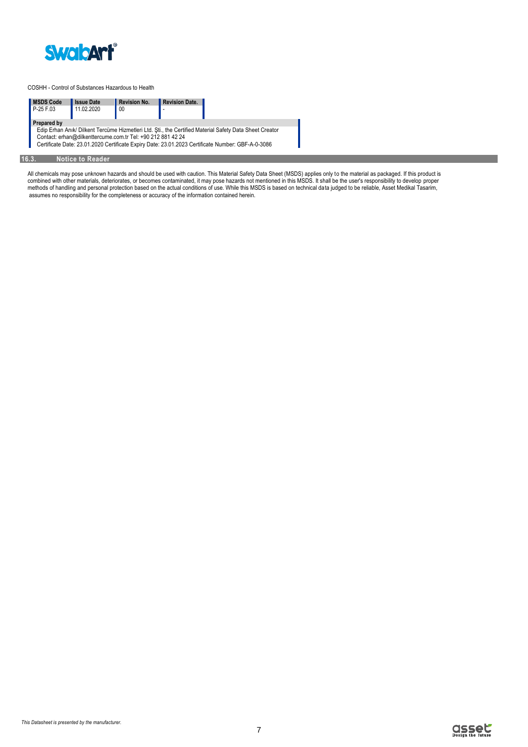COSHH - Control of Substances Hazardous to Health

| MSDS Code | Issue Date | Revision No. | Revision Date. |
|---|---|---|---|
| P-25 F.03 | 11.02.2020 | 00 | - |

**Prepared by**

Edip Erhan Anık/ Dilkent Tercüme Hizmetleri Ltd. Şti., the Certified Material Safety Data Sheet Creator
Contact: erhan@dilkenttercume.com.tr Tel: +90 212 881 42 24
Certificate Date: 23.01.2020 Certificate Expiry Date: 23.01.2023 Certificate Number: GBF-A-0-3086

## 16.3. Notice to Reader

All chemicals may pose unknown hazards and should be used with caution. This Material Safety Data Sheet (MSDS) applies only to the material as packaged. If this product is combined with other materials, deteriorates, or becomes contaminated, it may pose hazards not mentioned in this MSDS. It shall be the user's responsibility to develop proper methods of handling and personal protection based on the actual conditions of use. While this MSDS is based on technical data judged to be reliable, Asset Medikal Tasarim, assumes no responsibility for the completeness or accuracy of the information contained herein.

*This Datasheet is presented by the manufacturer.*